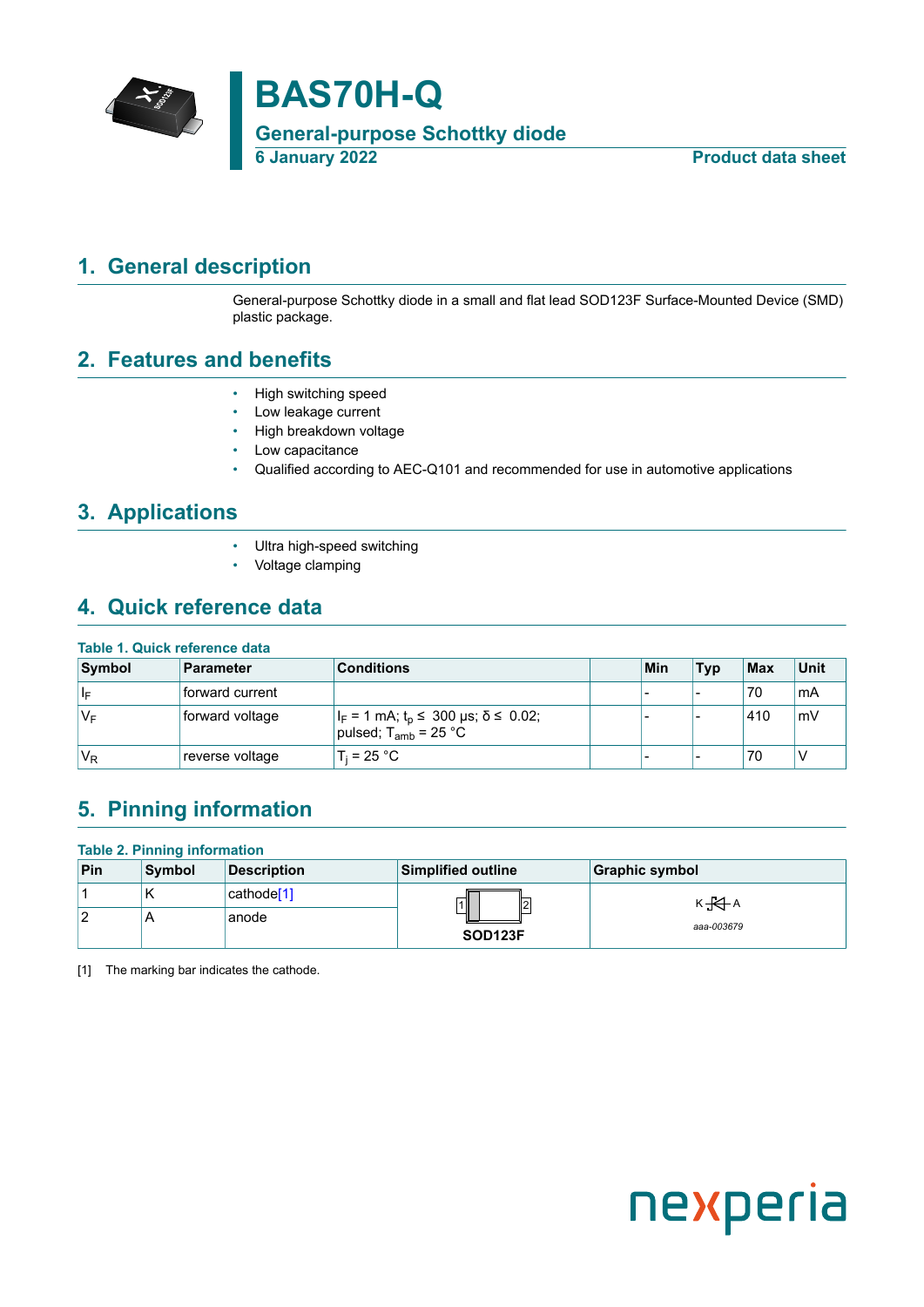# BAS70H-Q

## General-purpose Schottky diode

**6 January 2022** **Product data sheet**

## 1. General description

General-purpose Schottky diode in a small and flat lead SOD123F Surface-Mounted Device (SMD) plastic package.

## 2. Features and benefits

- High switching speed
- Low leakage current
- High breakdown voltage
- Low capacitance
- Qualified according to AEC-Q101 and recommended for use in automotive applications

## 3. Applications

- Ultra high-speed switching
- Voltage clamping

## 4. Quick reference data

**Table 1. Quick reference data**

| Symbol | Parameter | Conditions | | Min | Typ | Max | Unit |
|---|---|---|---|---|---|---|---|
| $I_F$ | forward current | | | - | - | 70 | mA |
| $V_F$ | forward voltage | $I_F$ = 1 mA; $t_p$ ≤ 300 µs; δ ≤ 0.02; pulsed; $T_{amb}$ = 25 °C | | - | - | 410 | mV |
| $V_R$ | reverse voltage | $T_j$ = 25 °C | | - | - | 70 | V |

## 5. Pinning information

**Table 2. Pinning information**

| Pin | Symbol | Description | Simplified outline | Graphic symbol |
|---|---|---|---|---|
| 1 | K | cathode[1] | SOD123F | K — A (aaa-003679) |
| 2 | A | anode | | |

[1] The marking bar indicates the cathode.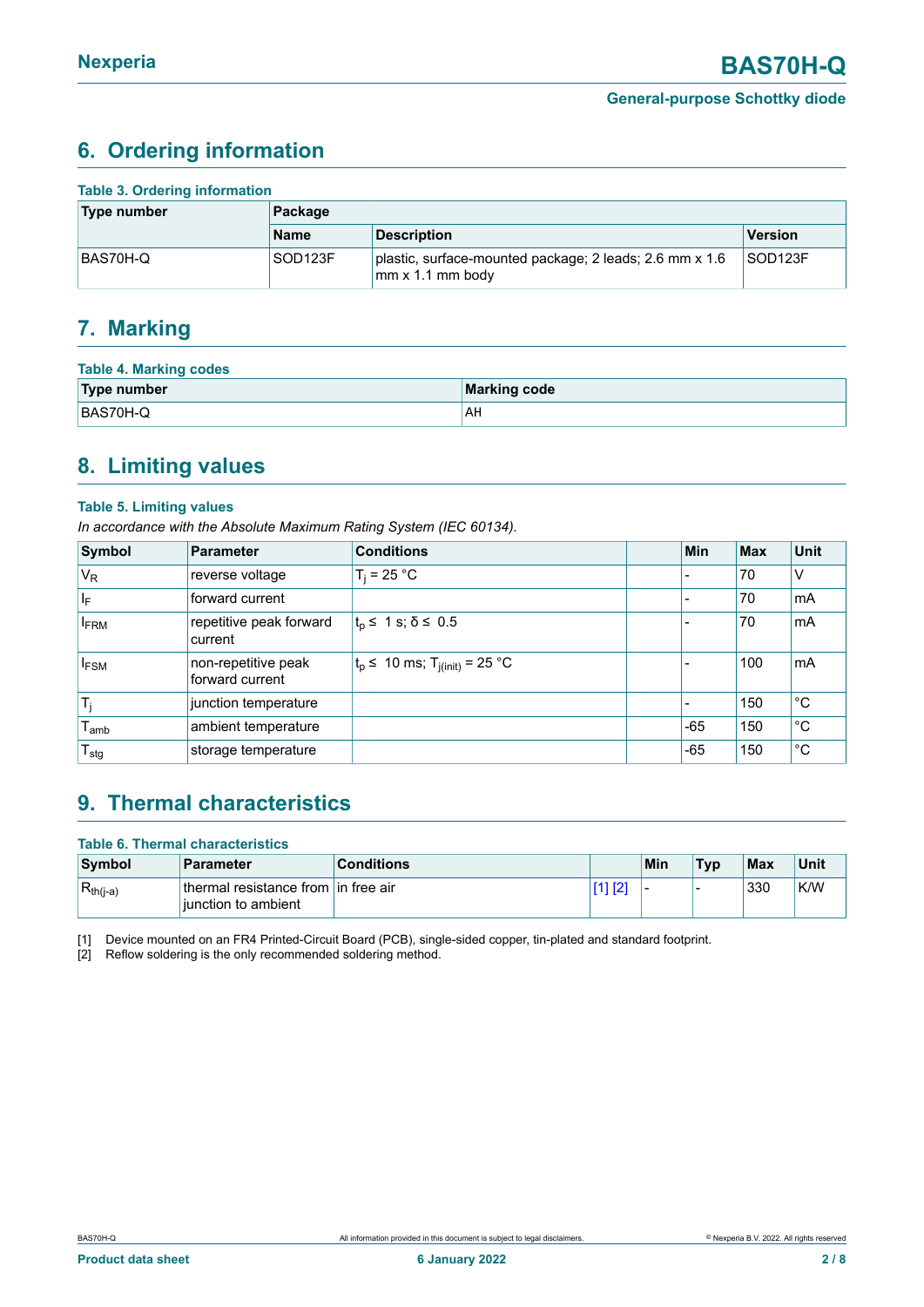# 6. Ordering information

**Table 3. Ordering information**

| Type number | Package | | |
|---|---|---|---|
| | Name | Description | Version |
| BAS70H-Q | SOD123F | plastic, surface-mounted package; 2 leads; 2.6 mm x 1.6 mm x 1.1 mm body | SOD123F |

# 7. Marking

**Table 4. Marking codes**

| Type number | Marking code |
|---|---|
| BAS70H-Q | AH |

# 8. Limiting values

**Table 5. Limiting values**

*In accordance with the Absolute Maximum Rating System (IEC 60134).*

| Symbol | Parameter | Conditions | | Min | Max | Unit |
|---|---|---|---|---|---|---|
| $V_R$ | reverse voltage | $T_j$ = 25 °C | | - | 70 | V |
| $I_F$ | forward current | | | - | 70 | mA |
| $I_{FRM}$ | repetitive peak forward current | $t_p \leq$ 1 s; $\delta \leq$ 0.5 | | - | 70 | mA |
| $I_{FSM}$ | non-repetitive peak forward current | $t_p \leq$ 10 ms; $T_{j(init)}$ = 25 °C | | - | 100 | mA |
| $T_j$ | junction temperature | | | - | 150 | °C |
| $T_{amb}$ | ambient temperature | | | -65 | 150 | °C |
| $T_{stg}$ | storage temperature | | | -65 | 150 | °C |

# 9. Thermal characteristics

**Table 6. Thermal characteristics**

| Symbol | Parameter | Conditions | | Min | Typ | Max | Unit |
|---|---|---|---|---|---|---|---|
| $R_{th(j-a)}$ | thermal resistance from junction to ambient | in free air | [1] [2] | - | - | 330 | K/W |

[1] Device mounted on an FR4 Printed-Circuit Board (PCB), single-sided copper, tin-plated and standard footprint.

[2] Reflow soldering is the only recommended soldering method.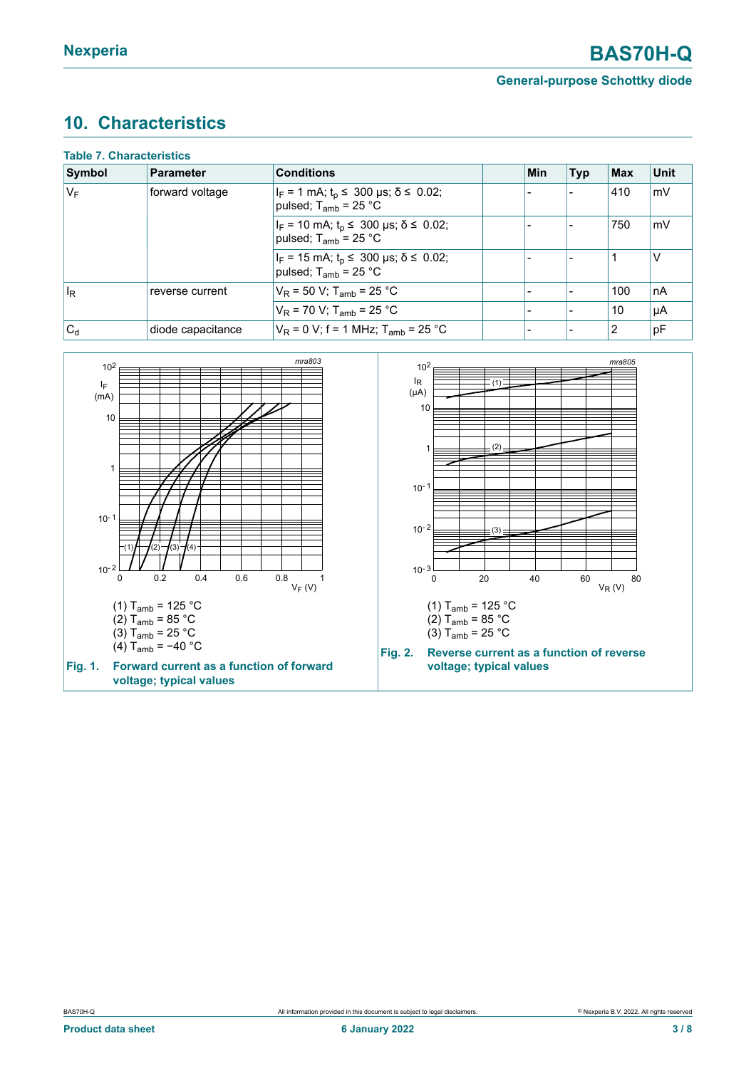## 10. Characteristics

**Table 7. Characteristics**

| Symbol | Parameter | Conditions | | Min | Typ | Max | Unit |
|---|---|---|---|---|---|---|---|
| $V_F$ | forward voltage | $I_F$ = 1 mA; $t_p \leq$ 300 μs; $\delta \leq$ 0.02; pulsed; $T_{amb}$ = 25 °C | | - | - | 410 | mV |
| | | $I_F$ = 10 mA; $t_p \leq$ 300 μs; $\delta \leq$ 0.02; pulsed; $T_{amb}$ = 25 °C | | - | - | 750 | mV |
| | | $I_F$ = 15 mA; $t_p \leq$ 300 μs; $\delta \leq$ 0.02; pulsed; $T_{amb}$ = 25 °C | | - | - | 1 | V |
| $I_R$ | reverse current | $V_R$ = 50 V; $T_{amb}$ = 25 °C | | - | - | 100 | nA |
| | | $V_R$ = 70 V; $T_{amb}$ = 25 °C | | - | - | 10 | μA |
| $C_d$ | diode capacitance | $V_R$ = 0 V; f = 1 MHz; $T_{amb}$ = 25 °C | | - | - | 2 | pF |

(1) $T_{amb}$ = 125 °C
(2) $T_{amb}$ = 85 °C
(3) $T_{amb}$ = 25 °C
(4) $T_{amb}$ = −40 °C

**Fig. 1. Forward current as a function of forward voltage; typical values**

(1) $T_{amb}$ = 125 °C
(2) $T_{amb}$ = 85 °C
(3) $T_{amb}$ = 25 °C

**Fig. 2. Reverse current as a function of reverse voltage; typical values**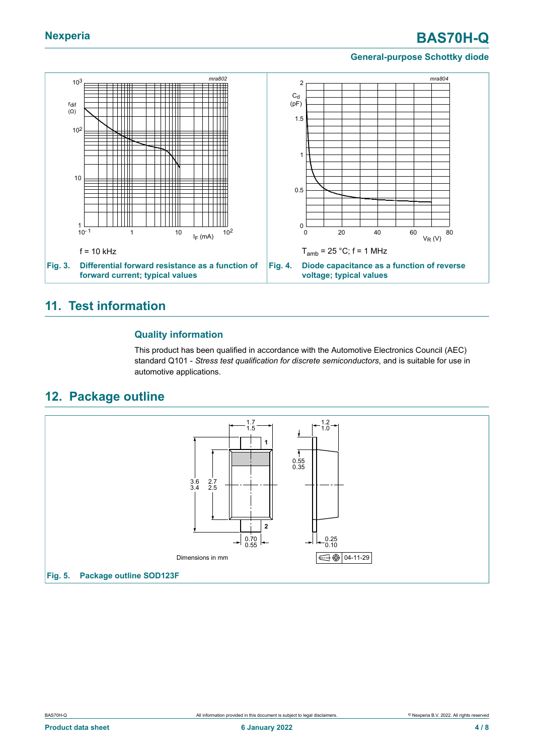f = 10 kHz

**Fig. 3.** Differential forward resistance as a function of forward current; typical values

$T_{amb}$ = 25 °C; f = 1 MHz

**Fig. 4.** Diode capacitance as a function of reverse voltage; typical values

## 11. Test information

### Quality information

This product has been qualified in accordance with the Automotive Electronics Council (AEC) standard Q101 - *Stress test qualification for discrete semiconductors*, and is suitable for use in automotive applications.

## 12. Package outline

Dimensions in mm

04-11-29

**Fig. 5.** Package outline SOD123F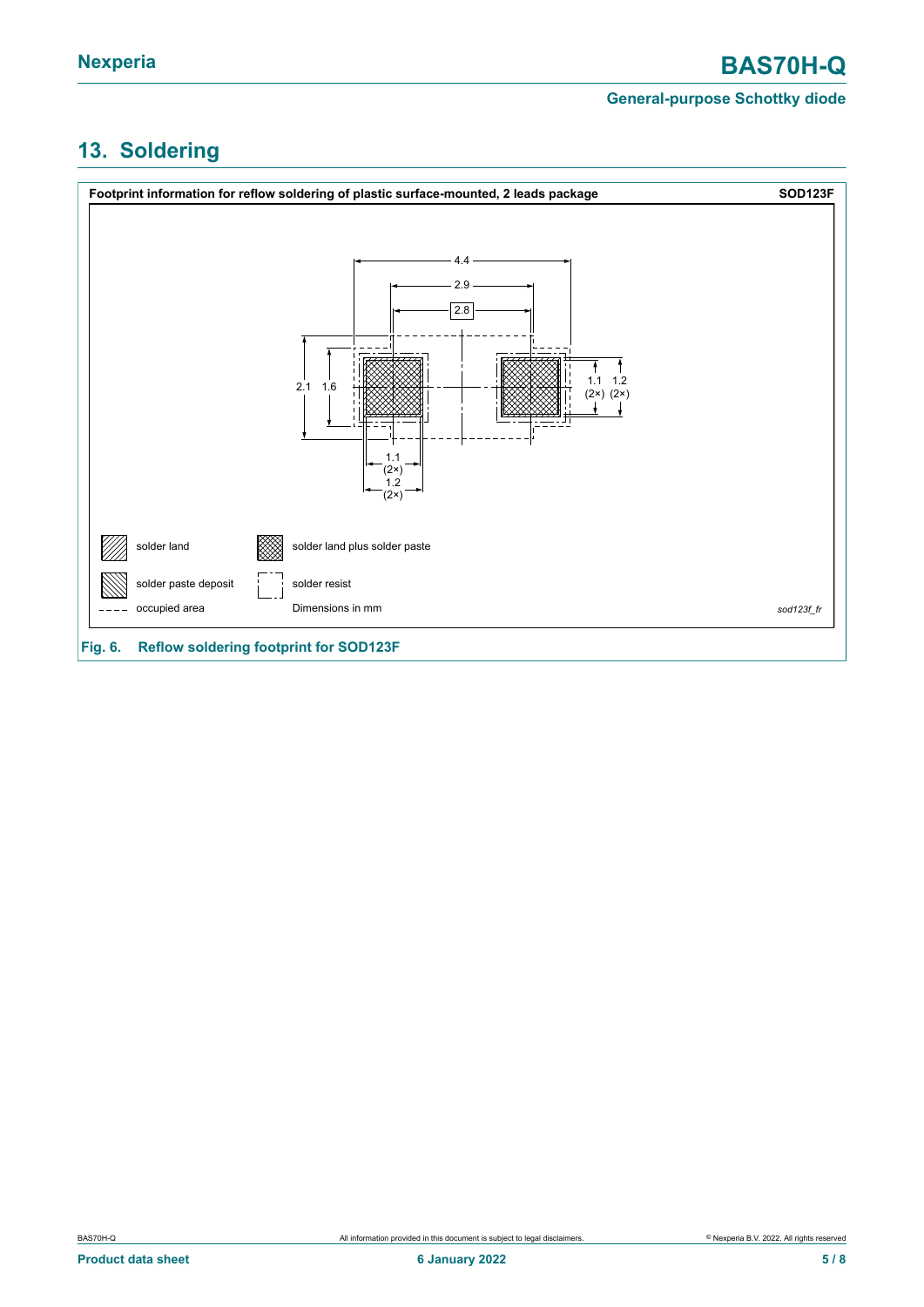## 13. Soldering

**Footprint information for reflow soldering of plastic surface-mounted, 2 leads package** **SOD123F**

4.4

2.9

2.8

2.1 1.6

1.1 (2×) 1.2 (2×)

1.1 (2×)

1.2 (2×)

solder land

solder land plus solder paste

solder paste deposit

solder resist

occupied area

Dimensions in mm

*sod123f_fr*

**Fig. 6. Reflow soldering footprint for SOD123F**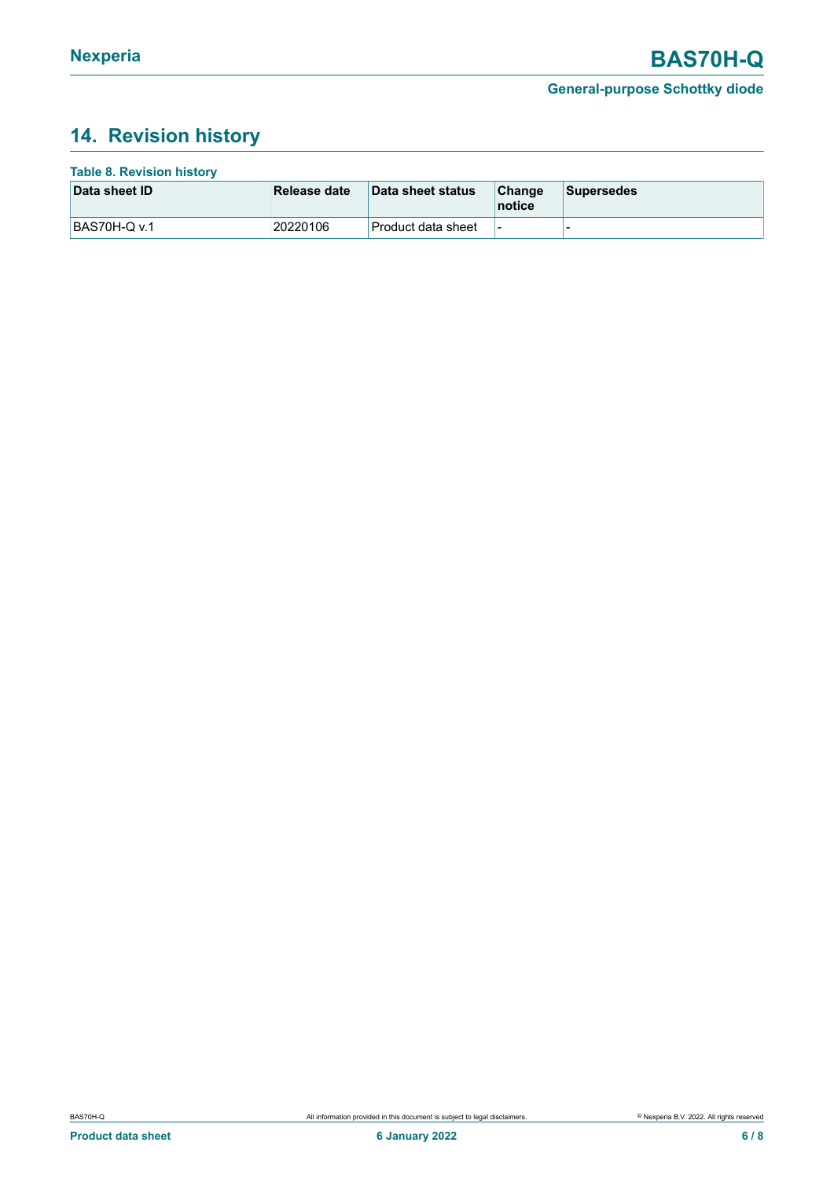## 14. Revision history

**Table 8. Revision history**

| Data sheet ID | Release date | Data sheet status | Change notice | Supersedes |
|---|---|---|---|---|
| BAS70H-Q v.1 | 20220106 | Product data sheet | - | - |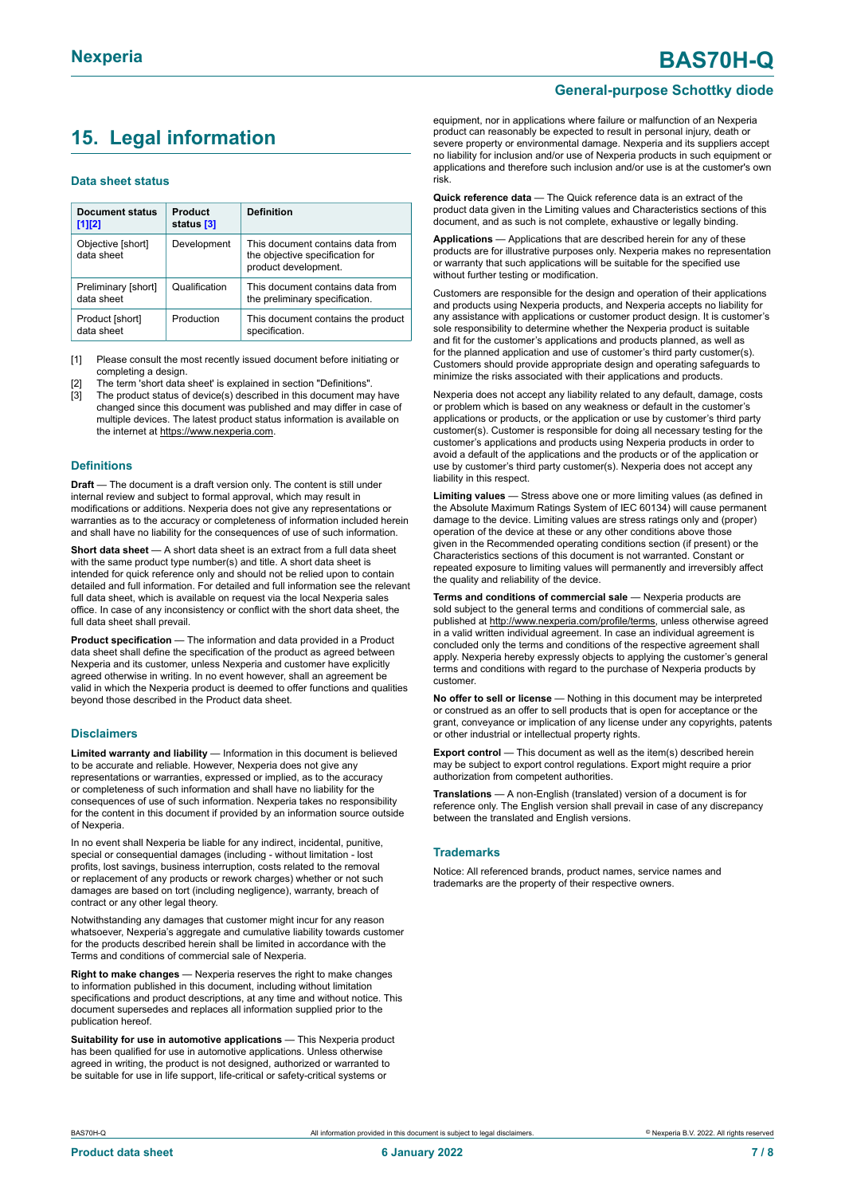## 15. Legal information

### Data sheet status

| Document status [1][2] | Product status [3] | Definition |
|---|---|---|
| Objective [short] data sheet | Development | This document contains data from the objective specification for product development. |
| Preliminary [short] data sheet | Qualification | This document contains data from the preliminary specification. |
| Product [short] data sheet | Production | This document contains the product specification. |

[1] Please consult the most recently issued document before initiating or completing a design.
[2] The term 'short data sheet' is explained in section "Definitions".
[3] The product status of device(s) described in this document may have changed since this document was published and may differ in case of multiple devices. The latest product status information is available on the internet at https://www.nexperia.com.

### Definitions

**Draft** — The document is a draft version only. The content is still under internal review and subject to formal approval, which may result in modifications or additions. Nexperia does not give any representations or warranties as to the accuracy or completeness of information included herein and shall have no liability for the consequences of use of such information.

**Short data sheet** — A short data sheet is an extract from a full data sheet with the same product type number(s) and title. A short data sheet is intended for quick reference only and should not be relied upon to contain detailed and full information. For detailed and full information see the relevant full data sheet, which is available on request via the local Nexperia sales office. In case of any inconsistency or conflict with the short data sheet, the full data sheet shall prevail.

**Product specification** — The information and data provided in a Product data sheet shall define the specification of the product as agreed between Nexperia and its customer, unless Nexperia and customer have explicitly agreed otherwise in writing. In no event however, shall an agreement be valid in which the Nexperia product is deemed to offer functions and qualities beyond those described in the Product data sheet.

### Disclaimers

**Limited warranty and liability** — Information in this document is believed to be accurate and reliable. However, Nexperia does not give any representations or warranties, expressed or implied, as to the accuracy or completeness of such information and shall have no liability for the consequences of use of such information. Nexperia takes no responsibility for the content in this document if provided by an information source outside of Nexperia.

In no event shall Nexperia be liable for any indirect, incidental, punitive, special or consequential damages (including - without limitation - lost profits, lost savings, business interruption, costs related to the removal or replacement of any products or rework charges) whether or not such damages are based on tort (including negligence), warranty, breach of contract or any other legal theory.

Notwithstanding any damages that customer might incur for any reason whatsoever, Nexperia's aggregate and cumulative liability towards customer for the products described herein shall be limited in accordance with the Terms and conditions of commercial sale of Nexperia.

**Right to make changes** — Nexperia reserves the right to make changes to information published in this document, including without limitation specifications and product descriptions, at any time and without notice. This document supersedes and replaces all information supplied prior to the publication hereof.

**Suitability for use in automotive applications** — This Nexperia product has been qualified for use in automotive applications. Unless otherwise agreed in writing, the product is not designed, authorized or warranted to be suitable for use in life support, life-critical or safety-critical systems or equipment, nor in applications where failure or malfunction of an Nexperia product can reasonably be expected to result in personal injury, death or severe property or environmental damage. Nexperia and its suppliers accept no liability for inclusion and/or use of Nexperia products in such equipment or applications and therefore such inclusion and/or use is at the customer's own risk.

**Quick reference data** — The Quick reference data is an extract of the product data given in the Limiting values and Characteristics sections of this document, and as such is not complete, exhaustive or legally binding.

**Applications** — Applications that are described herein for any of these products are for illustrative purposes only. Nexperia makes no representation or warranty that such applications will be suitable for the specified use without further testing or modification.

Customers are responsible for the design and operation of their applications and products using Nexperia products, and Nexperia accepts no liability for any assistance with applications or customer product design. It is customer's sole responsibility to determine whether the Nexperia product is suitable and fit for the customer's applications and products planned, as well as for the planned application and use of customer's third party customer(s). Customers should provide appropriate design and operating safeguards to minimize the risks associated with their applications and products.

Nexperia does not accept any liability related to any default, damage, costs or problem which is based on any weakness or default in the customer's applications or products, or the application or use by customer's third party customer(s). Customer is responsible for doing all necessary testing for the customer's applications and products using Nexperia products in order to avoid a default of the applications and the products or of the application or use by customer's third party customer(s). Nexperia does not accept any liability in this respect.

**Limiting values** — Stress above one or more limiting values (as defined in the Absolute Maximum Ratings System of IEC 60134) will cause permanent damage to the device. Limiting values are stress ratings only and (proper) operation of the device at these or any other conditions above those given in the Recommended operating conditions section (if present) or the Characteristics sections of this document is not warranted. Constant or repeated exposure to limiting values will permanently and irreversibly affect the quality and reliability of the device.

**Terms and conditions of commercial sale** — Nexperia products are sold subject to the general terms and conditions of commercial sale, as published at http://www.nexperia.com/profile/terms, unless otherwise agreed in a valid written individual agreement. In case an individual agreement is concluded only the terms and conditions of the respective agreement shall apply. Nexperia hereby expressly objects to applying the customer's general terms and conditions with regard to the purchase of Nexperia products by customer.

**No offer to sell or license** — Nothing in this document may be interpreted or construed as an offer to sell products that is open for acceptance or the grant, conveyance or implication of any license under any copyrights, patents or other industrial or intellectual property rights.

**Export control** — This document as well as the item(s) described herein may be subject to export control regulations. Export might require a prior authorization from competent authorities.

**Translations** — A non-English (translated) version of a document is for reference only. The English version shall prevail in case of any discrepancy between the translated and English versions.

### Trademarks

Notice: All referenced brands, product names, service names and trademarks are the property of their respective owners.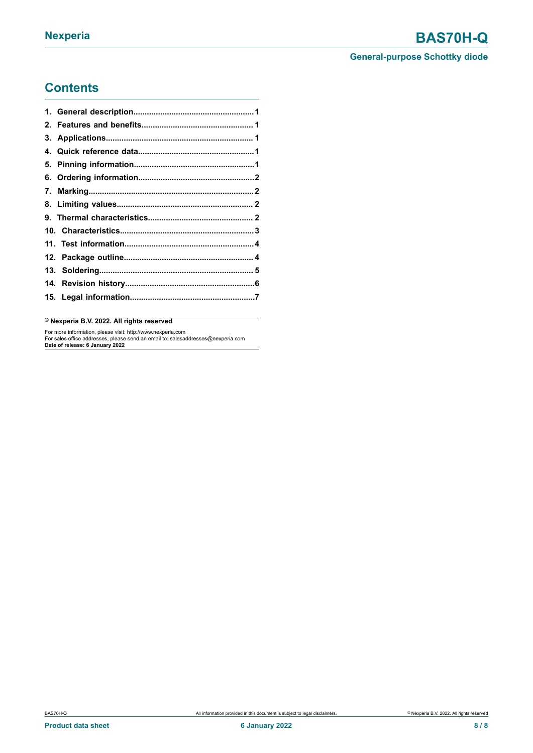## Contents

1. General description....................................................1
2. Features and benefits...................................................1
3. Applications..................................................................1
4. Quick reference data....................................................1
5. Pinning information.......................................................1
6. Ordering information.....................................................2
7. Marking...........................................................................2
8. Limiting values...............................................................2
9. Thermal characteristics.................................................2
10. Characteristics.............................................................3
11. Test information...........................................................4
12. Package outline............................................................4
13. Soldering.......................................................................5
14. Revision history............................................................6
15. Legal information..........................................................7

**© Nexperia B.V. 2022. All rights reserved**

For more information, please visit: http://www.nexperia.com
For sales office addresses, please send an email to: salesaddresses@nexperia.com
**Date of release: 6 January 2022**